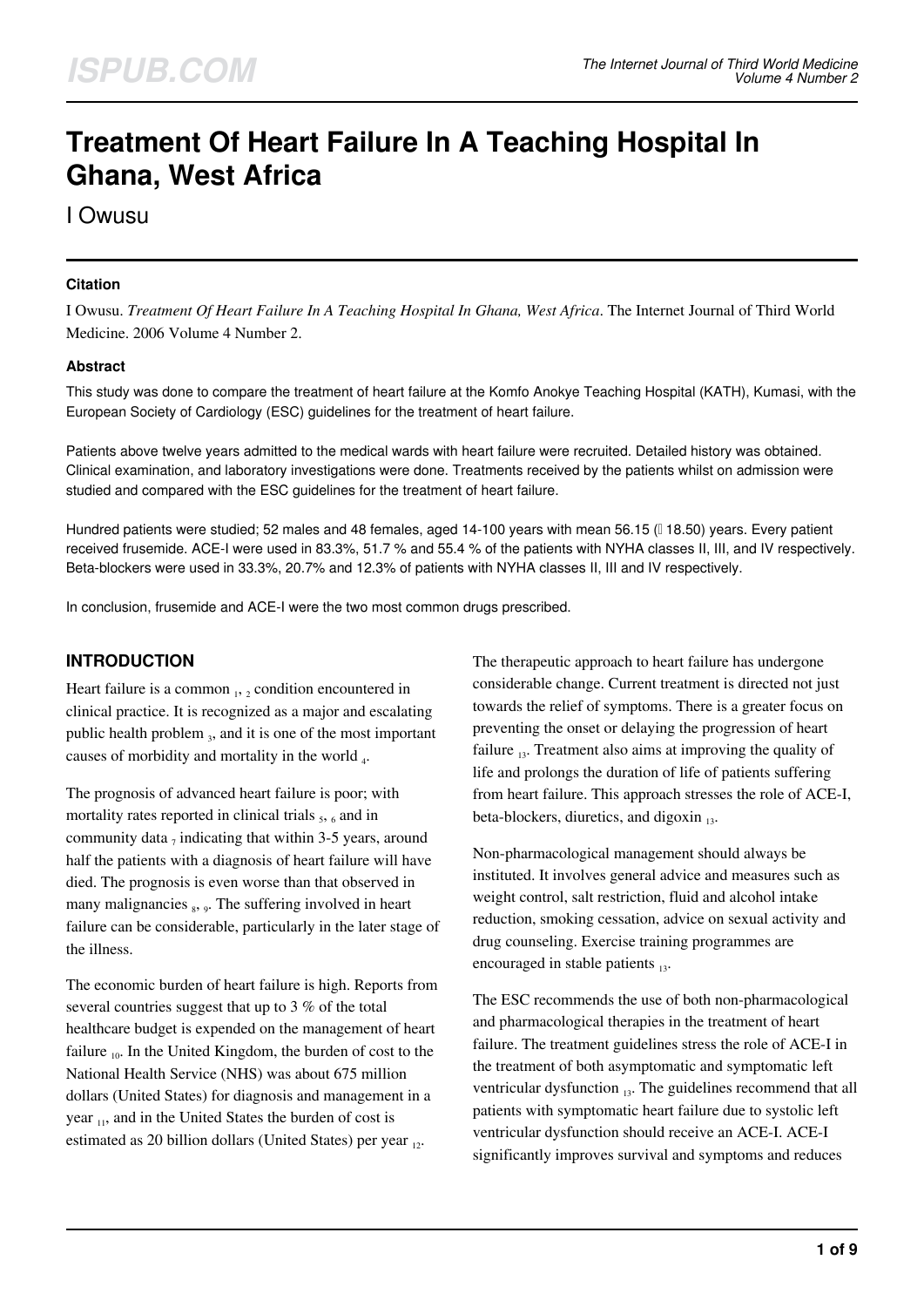# Treatment Of Heart Failure In A Teaching Hospital In Ghana, West Africa

I Owusu

### Citation

I Owusu. *Treatment Of Heart Failure In A Teaching Hospital In Ghana, West Africa*. The Internet Journal of Third World Medicine. 2006 Volume 4 Number 2.

### Abstract

This study was done to compare the treatment of heart failure at the Komfo Anokye Teaching Hospital (KATH), Kumasi, with the European Society of Cardiology (ESC) guidelines for the treatment of heart failure.

Patients above twelve years admitted to the medical wards with heart failure were recruited. Detailed history was obtained. Clinical examination, and laboratory investigations were done. Treatments received by the patients whilst on admission were studied and compared with the ESC guidelines for the treatment of heart failure.

Hundred patients were studied; 52 males and 48 females, aged 14-100 years with mean 56.15 (± 18.50) years. Every patient received frusemide. ACE-I were used in 83.3%, 51.7 % and 55.4 % of the patients with NYHA classes II, III, and IV respectively. Beta-blockers were used in 33.3%, 20.7% and 12.3% of patients with NYHA classes II, III and IV respectively.

In conclusion, frusemide and ACE-I were the two most common drugs prescribed.

## INTRODUCTION

Heart failure is a common [1, 2] condition encountered in clinical practice. It is recognized as a major and escalating public health problem [3], and it is one of the most important causes of morbidity and mortality in the world [4].

The prognosis of advanced heart failure is poor; with mortality rates reported in clinical trials [5, 6] and in community data [7] indicating that within 3-5 years, around half the patients with a diagnosis of heart failure will have died. The prognosis is even worse than that observed in many malignancies [8, 9]. The suffering involved in heart failure can be considerable, particularly in the later stage of the illness.

The economic burden of heart failure is high. Reports from several countries suggest that up to 3 % of the total healthcare budget is expended on the management of heart failure [10]. In the United Kingdom, the burden of cost to the National Health Service (NHS) was about 675 million dollars (United States) for diagnosis and management in a year [11], and in the United States the burden of cost is estimated as 20 billion dollars (United States) per year [12].

The therapeutic approach to heart failure has undergone considerable change. Current treatment is directed not just towards the relief of symptoms. There is a greater focus on preventing the onset or delaying the progression of heart failure [13]. Treatment also aims at improving the quality of life and prolongs the duration of life of patients suffering from heart failure. This approach stresses the role of ACE-I, beta-blockers, diuretics, and digoxin [13].

Non-pharmacological management should always be instituted. It involves general advice and measures such as weight control, salt restriction, fluid and alcohol intake reduction, smoking cessation, advice on sexual activity and drug counseling. Exercise training programmes are encouraged in stable patients [13].

The ESC recommends the use of both non-pharmacological and pharmacological therapies in the treatment of heart failure. The treatment guidelines stress the role of ACE-I in the treatment of both asymptomatic and symptomatic left ventricular dysfunction [13]. The guidelines recommend that all patients with symptomatic heart failure due to systolic left ventricular dysfunction should receive an ACE-I. ACE-I significantly improves survival and symptoms and reduces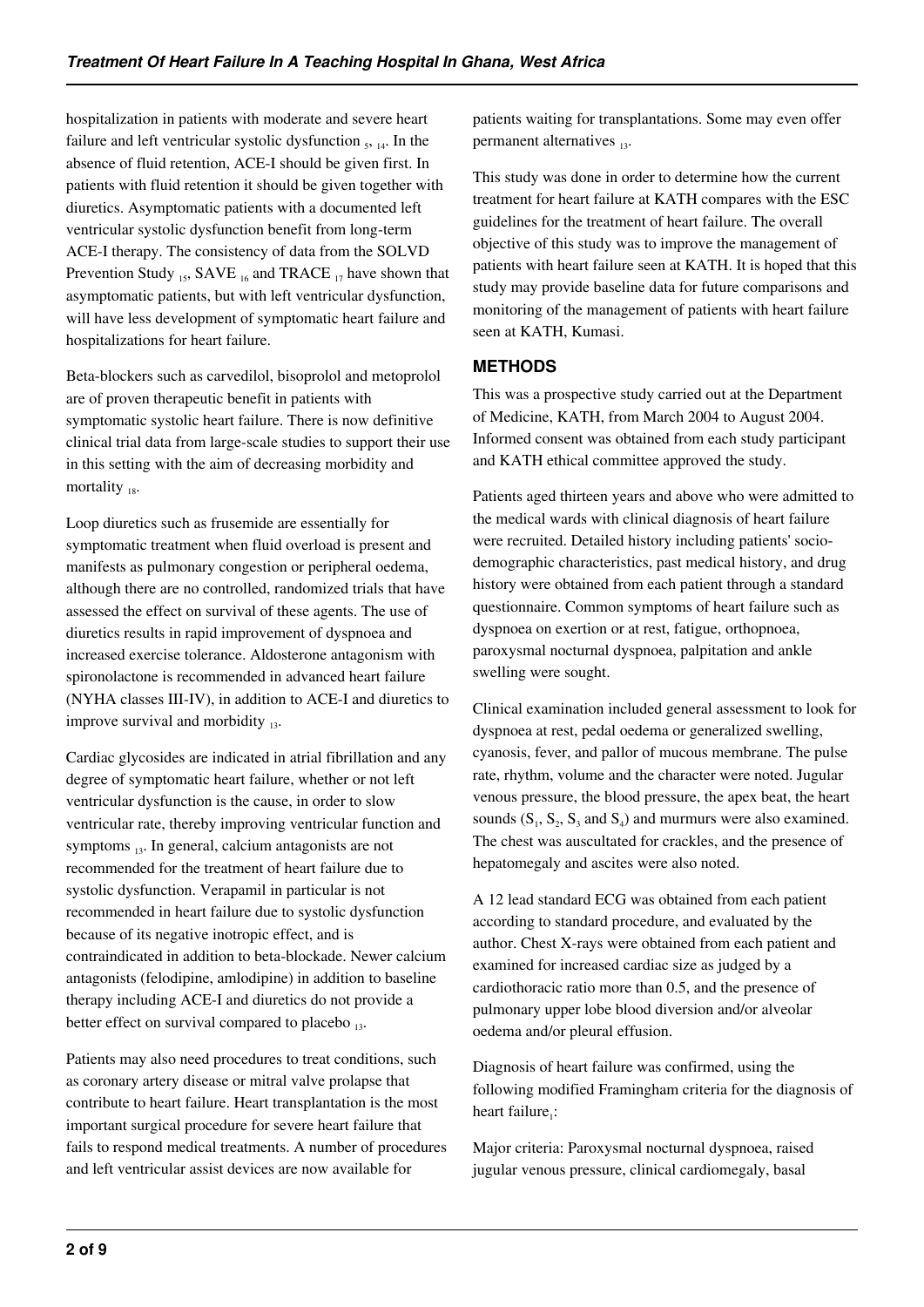hospitalization in patients with moderate and severe heart failure and left ventricular systolic dysfunction [5, 14]. In the absence of fluid retention, ACE-I should be given first. In patients with fluid retention it should be given together with diuretics. Asymptomatic patients with a documented left ventricular systolic dysfunction benefit from long-term ACE-I therapy. The consistency of data from the SOLVD Prevention Study [15], SAVE [16] and TRACE [17] have shown that asymptomatic patients, but with left ventricular dysfunction, will have less development of symptomatic heart failure and hospitalizations for heart failure.

Beta-blockers such as carvedilol, bisoprolol and metoprolol are of proven therapeutic benefit in patients with symptomatic systolic heart failure. There is now definitive clinical trial data from large-scale studies to support their use in this setting with the aim of decreasing morbidity and mortality [18].

Loop diuretics such as frusemide are essentially for symptomatic treatment when fluid overload is present and manifests as pulmonary congestion or peripheral oedema, although there are no controlled, randomized trials that have assessed the effect on survival of these agents. The use of diuretics results in rapid improvement of dyspnoea and increased exercise tolerance. Aldosterone antagonism with spironolactone is recommended in advanced heart failure (NYHA classes III-IV), in addition to ACE-I and diuretics to improve survival and morbidity [13].

Cardiac glycosides are indicated in atrial fibrillation and any degree of symptomatic heart failure, whether or not left ventricular dysfunction is the cause, in order to slow ventricular rate, thereby improving ventricular function and symptoms [13]. In general, calcium antagonists are not recommended for the treatment of heart failure due to systolic dysfunction. Verapamil in particular is not recommended in heart failure due to systolic dysfunction because of its negative inotropic effect, and is contraindicated in addition to beta-blockade. Newer calcium antagonists (felodipine, amlodipine) in addition to baseline therapy including ACE-I and diuretics do not provide a better effect on survival compared to placebo [13].

Patients may also need procedures to treat conditions, such as coronary artery disease or mitral valve prolapse that contribute to heart failure. Heart transplantation is the most important surgical procedure for severe heart failure that fails to respond medical treatments. A number of procedures and left ventricular assist devices are now available for patients waiting for transplantations. Some may even offer permanent alternatives [13].

This study was done in order to determine how the current treatment for heart failure at KATH compares with the ESC guidelines for the treatment of heart failure. The overall objective of this study was to improve the management of patients with heart failure seen at KATH. It is hoped that this study may provide baseline data for future comparisons and monitoring of the management of patients with heart failure seen at KATH, Kumasi.

## METHODS

This was a prospective study carried out at the Department of Medicine, KATH, from March 2004 to August 2004. Informed consent was obtained from each study participant and KATH ethical committee approved the study.

Patients aged thirteen years and above who were admitted to the medical wards with clinical diagnosis of heart failure were recruited. Detailed history including patients' socio-demographic characteristics, past medical history, and drug history were obtained from each patient through a standard questionnaire. Common symptoms of heart failure such as dyspnoea on exertion or at rest, fatigue, orthopnoea, paroxysmal nocturnal dyspnoea, palpitation and ankle swelling were sought.

Clinical examination included general assessment to look for dyspnoea at rest, pedal oedema or generalized swelling, cyanosis, fever, and pallor of mucous membrane. The pulse rate, rhythm, volume and the character were noted. Jugular venous pressure, the blood pressure, the apex beat, the heart sounds ($S_1$, $S_2$, $S_3$ and $S_4$) and murmurs were also examined. The chest was auscultated for crackles, and the presence of hepatomegaly and ascites were also noted.

A 12 lead standard ECG was obtained from each patient according to standard procedure, and evaluated by the author. Chest X-rays were obtained from each patient and examined for increased cardiac size as judged by a cardiothoracic ratio more than 0.5, and the presence of pulmonary upper lobe blood diversion and/or alveolar oedema and/or pleural effusion.

Diagnosis of heart failure was confirmed, using the following modified Framingham criteria for the diagnosis of heart failure[1]:

Major criteria: Paroxysmal nocturnal dyspnoea, raised jugular venous pressure, clinical cardiomegaly, basal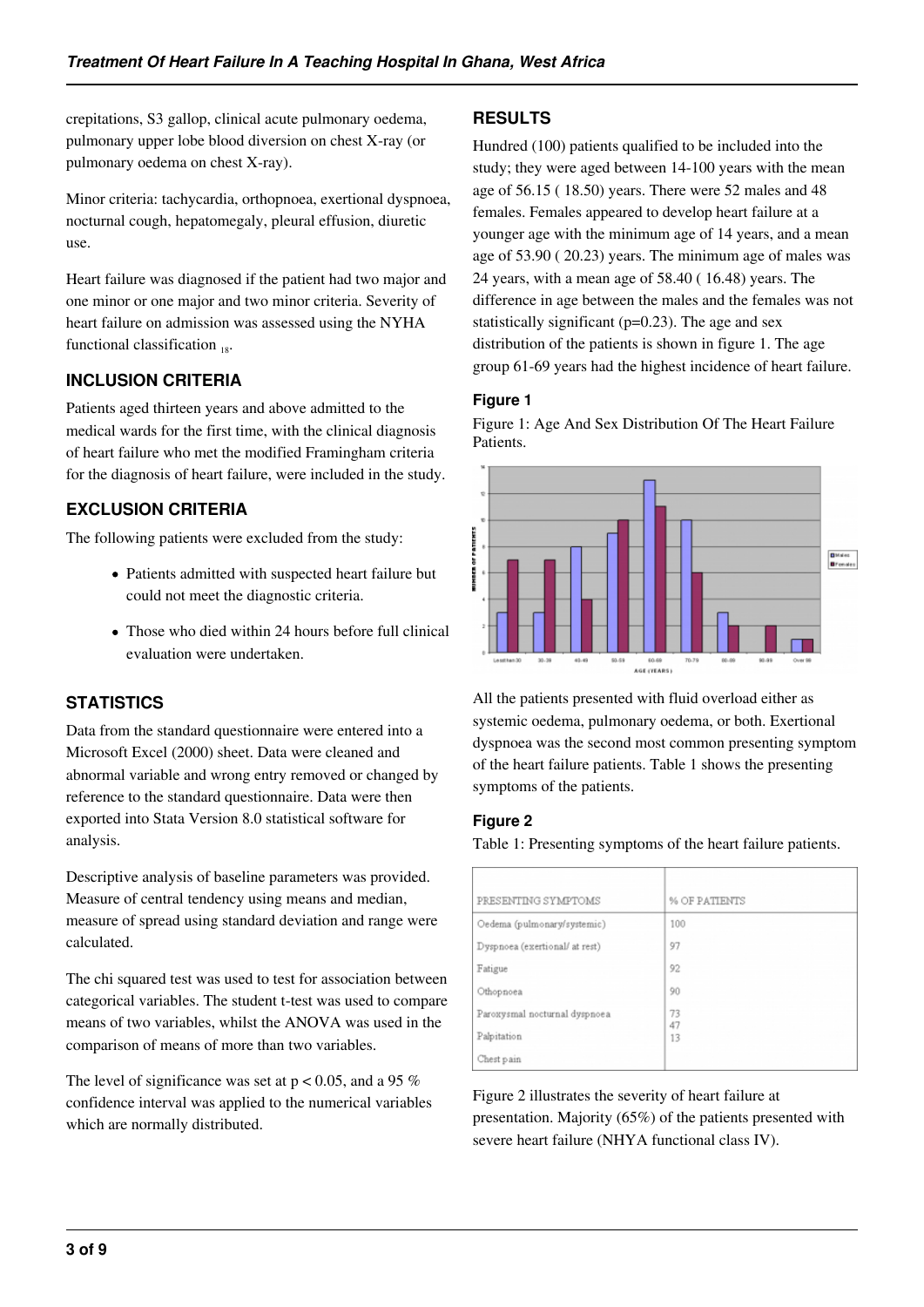crepitations, S3 gallop, clinical acute pulmonary oedema, pulmonary upper lobe blood diversion on chest X-ray (or pulmonary oedema on chest X-ray).

Minor criteria: tachycardia, orthopnoea, exertional dyspnoea, nocturnal cough, hepatomegaly, pleural effusion, diuretic use.

Heart failure was diagnosed if the patient had two major and one minor or one major and two minor criteria. Severity of heart failure on admission was assessed using the NYHA functional classification [18].

## INCLUSION CRITERIA

Patients aged thirteen years and above admitted to the medical wards for the first time, with the clinical diagnosis of heart failure who met the modified Framingham criteria for the diagnosis of heart failure, were included in the study.

## EXCLUSION CRITERIA

The following patients were excluded from the study:

- Patients admitted with suspected heart failure but could not meet the diagnostic criteria.
- Those who died within 24 hours before full clinical evaluation were undertaken.

## STATISTICS

Data from the standard questionnaire were entered into a Microsoft Excel (2000) sheet. Data were cleaned and abnormal variable and wrong entry removed or changed by reference to the standard questionnaire. Data were then exported into Stata Version 8.0 statistical software for analysis.

Descriptive analysis of baseline parameters was provided. Measure of central tendency using means and median, measure of spread using standard deviation and range were calculated.

The chi squared test was used to test for association between categorical variables. The student t-test was used to compare means of two variables, whilst the ANOVA was used in the comparison of means of more than two variables.

The level of significance was set at $p < 0.05$, and a 95 % confidence interval was applied to the numerical variables which are normally distributed.

## RESULTS

Hundred (100) patients qualified to be included into the study; they were aged between 14-100 years with the mean age of 56.15 ( 18.50) years. There were 52 males and 48 females. Females appeared to develop heart failure at a younger age with the minimum age of 14 years, and a mean age of 53.90 ( 20.23) years. The minimum age of males was 24 years, with a mean age of 58.40 ( 16.48) years. The difference in age between the males and the females was not statistically significant ($p=0.23$). The age and sex distribution of the patients is shown in figure 1. The age group 61-69 years had the highest incidence of heart failure.

### Figure 1

Figure 1: Age And Sex Distribution Of The Heart Failure Patients.

All the patients presented with fluid overload either as systemic oedema, pulmonary oedema, or both. Exertional dyspnoea was the second most common presenting symptom of the heart failure patients. Table 1 shows the presenting symptoms of the patients.

### Figure 2

Table 1: Presenting symptoms of the heart failure patients.

| PRESENTING SYMPTOMS | % OF PATIENTS |
|---|---|
| Oedema (pulmonary/systemic) | 100 |
| Dyspnoea (exertional/ at rest) | 97 |
| Fatigue | 92 |
| Othopnoea | 90 |
| Paroxysmal nocturnal dyspnoea | 73 |
| Palpitation | 47 |
| Chest pain | 13 |

Figure 2 illustrates the severity of heart failure at presentation. Majority (65%) of the patients presented with severe heart failure (NHYA functional class IV).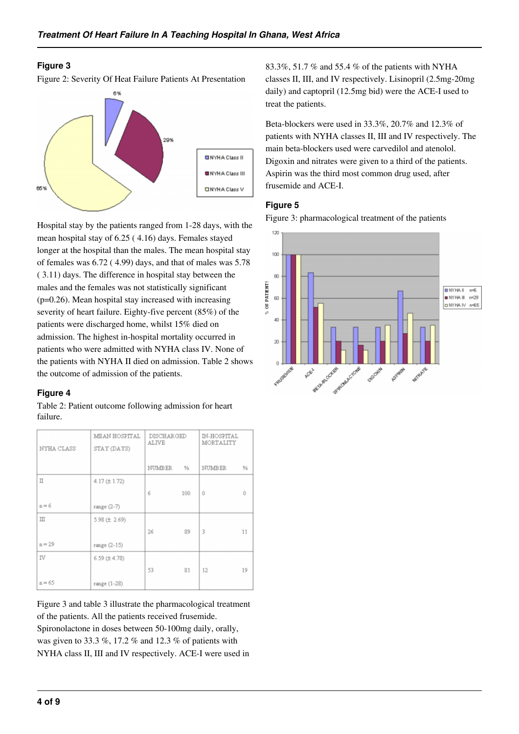### Figure 3

Figure 2: Severity Of Heat Failure Patients At Presentation

Hospital stay by the patients ranged from 1-28 days, with the mean hospital stay of 6.25 ( 4.16) days. Females stayed longer at the hospital than the males. The mean hospital stay of females was 6.72 ( 4.99) days, and that of males was 5.78 ( 3.11) days. The difference in hospital stay between the males and the females was not statistically significant (p=0.26). Mean hospital stay increased with increasing severity of heart failure. Eighty-five percent (85%) of the patients were discharged home, whilst 15% died on admission. The highest in-hospital mortality occurred in patients who were admitted with NYHA class IV. None of the patients with NYHA II died on admission. Table 2 shows the outcome of admission of the patients.

### Figure 4

Table 2: Patient outcome following admission for heart failure.

| NYHA CLASS | MEAN HOSPITAL STAY (DAYS) | DISCHARGED ALIVE | | IN-HOSPITAL MORTALITY | |
|---|---|---|---|---|---|
| | | NUMBER | % | NUMBER | % |
| II n = 6 | 4.17 (± 1.72) range (2-7) | 6 | 100 | 0 | 0 |
| III n = 29 | 5.98 (± 2.69) range (2-15) | 26 | 89 | 3 | 11 |
| IV n = 65 | 6.59 (± 4.78) range (1-28) | 53 | 81 | 12 | 19 |

Figure 3 and table 3 illustrate the pharmacological treatment of the patients. All the patients received frusemide. Spironolactone in doses between 50-100mg daily, orally, was given to 33.3 %, 17.2 % and 12.3 % of patients with NYHA class II, III and IV respectively. ACE-I were used in 83.3%, 51.7 % and 55.4 % of the patients with NYHA classes II, III, and IV respectively. Lisinopril (2.5mg-20mg daily) and captopril (12.5mg bid) were the ACE-I used to treat the patients.

Beta-blockers were used in 33.3%, 20.7% and 12.3% of patients with NYHA classes II, III and IV respectively. The main beta-blockers used were carvedilol and atenolol. Digoxin and nitrates were given to a third of the patients. Aspirin was the third most common drug used, after frusemide and ACE-I.

### Figure 5

Figure 3: pharmacological treatment of the patients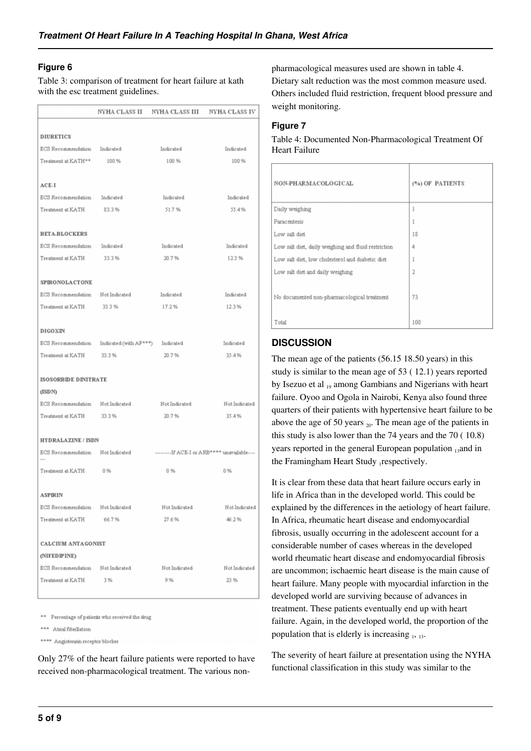## Figure 6

Table 3: comparison of treatment for heart failure at kath with the esc treatment guidelines.

| | NYHA CLASS II | NYHA CLASS III | NYHA CLASS IV |
|---|---|---|---|
| **DIURETICS** | | | |
| ECS Recommendation | Indicated | Indicated | Indicated |
| Treatment at KATH** | 100 % | 100 % | 100 % |
| **ACE-I** | | | |
| ECS Recommendation | Indicated | Indicated | Indicated |
| Treatment at KATH | 83.3 % | 51.7 % | 55.4 % |
| **BETA-BLOCKERS** | | | |
| ECS Recommendation | Indicated | Indicated | Indicated |
| Treatment at KATH | 33.3 % | 20.7 % | 12.3 % |
| **SPIRONOLACTONE** | | | |
| ECS Recommendation | Not Indicated | Indicated | Indicated |
| Treatment at KATH | 33.3 % | 17.2 % | 12.3 % |
| **DIGOXIN** | | | |
| ECS Recommendation | Indicated (with AF***) | Indicated | Indicated |
| Treatment at KATH | 33.3 % | 20.7 % | 35.4 % |
| **ISOSORBIDE DINITRATE (ISDN)** | | | |
| ECS Recommendation | Not Indicated | Not Indicated | Not Indicated |
| Treatment at KATH | 33.3 % | 20.7 % | 35.4 % |
| **HYDRALAZINE / ISDN** | | | |
| ECS Recommendation | Not Indicated --- | ---------If ACE-I or ARB**** unavailable---- | |
| Treatment at KATH | 0 % | 0 % | 0 % |
| **ASPIRIN** | | | |
| ECS Recommendation | Not Indicated | Not Indicated | Not Indicated |
| Treatment at KATH | 66.7 % | 27.6 % | 46.2 % |
| **CALCIUM ANTAGONIST (NIFEDIPINE)** | | | |
| ECS Recommendation | Not Indicated | Not Indicated | Not Indicated |
| Treatment at KATH | 3 % | 9 % | 23 % |

** Percentage of patients who received the drug

*** Atrial fibrillation

**** Angiotensin receptor blocker

Only 27% of the heart failure patients were reported to have received non-pharmacological treatment. The various non-pharmacological measures used are shown in table 4. Dietary salt reduction was the most common measure used. Others included fluid restriction, frequent blood pressure and weight monitoring.

## Figure 7

Table 4: Documented Non-Pharmacological Treatment Of Heart Failure

| NON-PHARMACOLOGICAL | (%) OF PATIENTS |
|---|---|
| Daily weighing | 1 |
| Paracentesis | 1 |
| Low salt diet | 18 |
| Low salt diet, daily weighing and fluid restriction | 4 |
| Low salt diet, low cholesterol and diabetic diet | 1 |
| Low salt diet and daily weighing | 2 |
| No documented non-pharmacological treatment | 73 |
| Total | 100 |

## DISCUSSION

The mean age of the patients (56.15 18.50 years) in this study is similar to the mean age of 53 ( 12.1) years reported by Isezuo et al [19] among Gambians and Nigerians with heart failure. Oyoo and Ogola in Nairobi, Kenya also found three quarters of their patients with hypertensive heart failure to be above the age of 50 years [20]. The mean age of the patients in this study is also lower than the 74 years and the 70 ( 10.8) years reported in the general European population [13] and in the Framingham Heart Study [1] respectively.

It is clear from these data that heart failure occurs early in life in Africa than in the developed world. This could be explained by the differences in the aetiology of heart failure. In Africa, rheumatic heart disease and endomyocardial fibrosis, usually occurring in the adolescent account for a considerable number of cases whereas in the developed world rheumatic heart disease and endomyocardial fibrosis are uncommon; ischaemic heart disease is the main cause of heart failure. Many people with myocardial infarction in the developed world are surviving because of advances in treatment. These patients eventually end up with heart failure. Again, in the developed world, the proportion of the population that is elderly is increasing [1, 13].

The severity of heart failure at presentation using the NYHA functional classification in this study was similar to the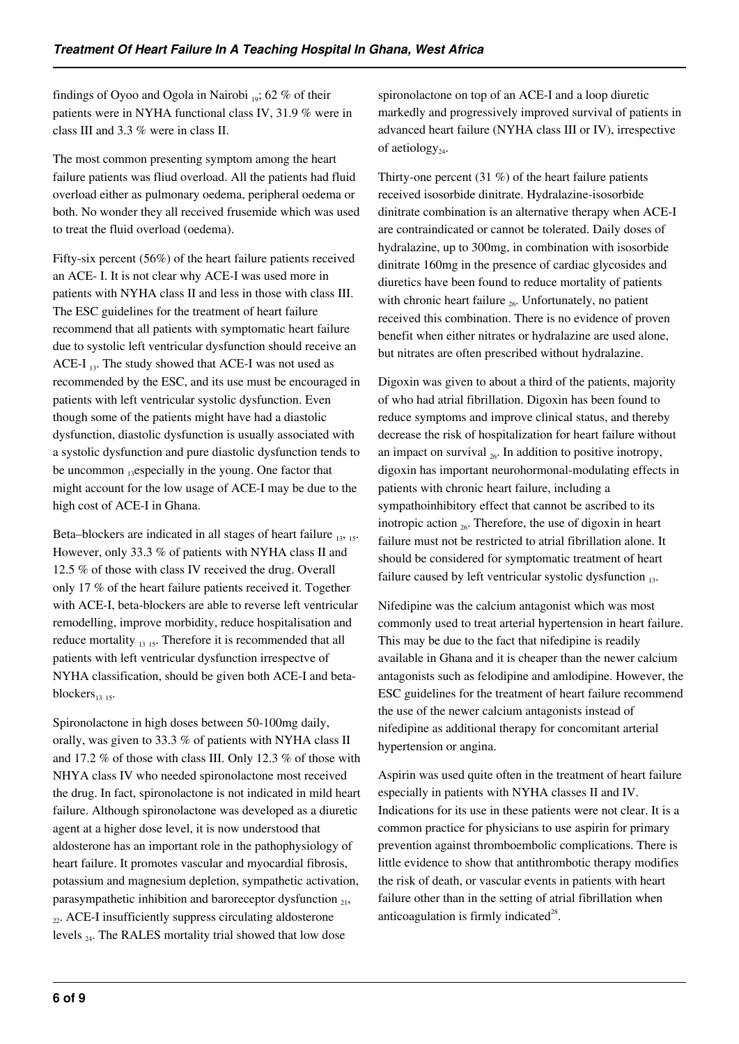findings of Oyoo and Ogola in Nairobi [19]; 62 % of their patients were in NYHA functional class IV, 31.9 % were in class III and 3.3 % were in class II.

The most common presenting symptom among the heart failure patients was fliud overload. All the patients had fluid overload either as pulmonary oedema, peripheral oedema or both. No wonder they all received frusemide which was used to treat the fluid overload (oedema).

Fifty-six percent (56%) of the heart failure patients received an ACE- I. It is not clear why ACE-I was used more in patients with NYHA class II and less in those with class III. The ESC guidelines for the treatment of heart failure recommend that all patients with symptomatic heart failure due to systolic left ventricular dysfunction should receive an ACE-I [13]. The study showed that ACE-I was not used as recommended by the ESC, and its use must be encouraged in patients with left ventricular systolic dysfunction. Even though some of the patients might have had a diastolic dysfunction, diastolic dysfunction is usually associated with a systolic dysfunction and pure diastolic dysfunction tends to be uncommon [13]especially in the young. One factor that might account for the low usage of ACE-I may be due to the high cost of ACE-I in Ghana.

Beta–blockers are indicated in all stages of heart failure [13, 15]. However, only 33.3 % of patients with NYHA class II and 12.5 % of those with class IV received the drug. Overall only 17 % of the heart failure patients received it. Together with ACE-I, beta-blockers are able to reverse left ventricular remodelling, improve morbidity, reduce hospitalisation and reduce mortality [13 15]. Therefore it is recommended that all patients with left ventricular dysfunction irrespectve of NYHA classification, should be given both ACE-I and beta-blockers[13 15].

Spironolactone in high doses between 50-100mg daily, orally, was given to 33.3 % of patients with NYHA class II and 17.2 % of those with class III. Only 12.3 % of those with NHYA class IV who needed spironolactone most received the drug. In fact, spironolactone is not indicated in mild heart failure. Although spironolactone was developed as a diuretic agent at a higher dose level, it is now understood that aldosterone has an important role in the pathophysiology of heart failure. It promotes vascular and myocardial fibrosis, potassium and magnesium depletion, sympathetic activation, parasympathetic inhibition and baroreceptor dysfunction [21], [22]. ACE-I insufficiently suppress circulating aldosterone levels [24]. The RALES mortality trial showed that low dose spironolactone on top of an ACE-I and a loop diuretic markedly and progressively improved survival of patients in advanced heart failure (NYHA class III or IV), irrespective of aetiology[24].

Thirty-one percent (31 %) of the heart failure patients received isosorbide dinitrate. Hydralazine-isosorbide dinitrate combination is an alternative therapy when ACE-I are contraindicated or cannot be tolerated. Daily doses of hydralazine, up to 300mg, in combination with isosorbide dinitrate 160mg in the presence of cardiac glycosides and diuretics have been found to reduce mortality of patients with chronic heart failure [26]. Unfortunately, no patient received this combination. There is no evidence of proven benefit when either nitrates or hydralazine are used alone, but nitrates are often prescribed without hydralazine.

Digoxin was given to about a third of the patients, majority of who had atrial fibrillation. Digoxin has been found to reduce symptoms and improve clinical status, and thereby decrease the risk of hospitalization for heart failure without an impact on survival [26]. In addition to positive inotropy, digoxin has important neurohormonal-modulating effects in patients with chronic heart failure, including a sympathoinhibitory effect that cannot be ascribed to its inotropic action [26]. Therefore, the use of digoxin in heart failure must not be restricted to atrial fibrillation alone. It should be considered for symptomatic treatment of heart failure caused by left ventricular systolic dysfunction [13].

Nifedipine was the calcium antagonist which was most commonly used to treat arterial hypertension in heart failure. This may be due to the fact that nifedipine is readily available in Ghana and it is cheaper than the newer calcium antagonists such as felodipine and amlodipine. However, the ESC guidelines for the treatment of heart failure recommend the use of the newer calcium antagonists instead of nifedipine as additional therapy for concomitant arterial hypertension or angina.

Aspirin was used quite often in the treatment of heart failure especially in patients with NYHA classes II and IV. Indications for its use in these patients were not clear. It is a common practice for physicians to use aspirin for primary prevention against thromboembolic complications. There is little evidence to show that antithrombotic therapy modifies the risk of death, or vascular events in patients with heart failure other than in the setting of atrial fibrillation when anticoagulation is firmly indicated[28].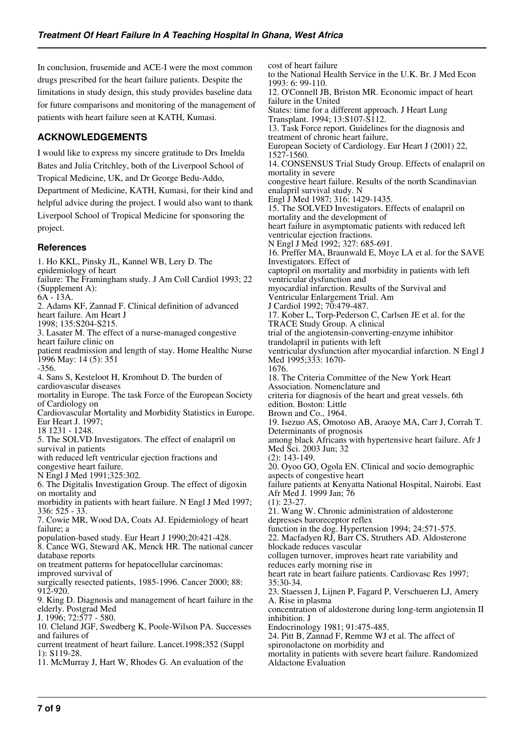In conclusion, frusemide and ACE-I were the most common drugs prescribed for the heart failure patients. Despite the limitations in study design, this study provides baseline data for future comparisons and monitoring of the management of patients with heart failure seen at KATH, Kumasi.

## ACKNOWLEDGEMENTS

I would like to express my sincere gratitude to Drs Imelda Bates and Julia Critchley, both of the Liverpool School of Tropical Medicine, UK, and Dr George Bedu-Addo, Department of Medicine, KATH, Kumasi, for their kind and helpful advice during the project. I would also want to thank Liverpool School of Tropical Medicine for sponsoring the project.

### References

1. Ho KKL, Pinsky JL, Kannel WB, Lery D. The epidemiology of heart failure: The Framingham study. J Am Coll Cardiol 1993; 22 (Supplement A): 6A - 13A.
2. Adams KF, Zannad F. Clinical definition of advanced heart failure. Am Heart J 1998; 135:S204-S215.
3. Lasater M. The effect of a nurse-managed congestive heart failure clinic on patient readmission and length of stay. Home Healthc Nurse 1996 May: 14 (5): 351 -356.
4. Sans S, Kesteloot H, Kromhout D. The burden of cardiovascular diseases mortality in Europe. The task Force of the European Society of Cardiology on Cardiovascular Mortality and Morbidity Statistics in Europe. Eur Heart J. 1997; 18 1231 - 1248.
5. The SOLVD Investigators. The effect of enalapril on survival in patients with reduced left ventricular ejection fractions and congestive heart failure. N Engl J Med 1991;325:302.
6. The Digitalis Investigation Group. The effect of digoxin on mortality and morbidity in patients with heart failure. N Engl J Med 1997; 336: 525 - 33.
7. Cowie MR, Wood DA, Coats AJ. Epidemiology of heart failure; a population-based study. Eur Heart J 1990;20:421-428.
8. Cance WG, Steward AK, Menck HR. The national cancer database reports on treatment patterns for hepatocellular carcinomas: improved survival of surgically resected patients, 1985-1996. Cancer 2000; 88: 912-920.
9. King D. Diagnosis and management of heart failure in the elderly. Postgrad Med J. 1996; 72:577 - 580.
10. Cleland JGF, Swedberg K, Poole-Wilson PA. Successes and failures of current treatment of heart failure. Lancet.1998;352 (Suppl 1): S119-28.
11. McMurray J, Hart W, Rhodes G. An evaluation of the cost of heart failure to the National Health Service in the U.K. Br. J Med Econ 1993: 6: 99-110.
12. O'Connell JB, Briston MR. Economic impact of heart failure in the United States: time for a different approach. J Heart Lung Transplant. 1994; 13:S107-S112.
13. Task Force report. Guidelines for the diagnosis and treatment of chronic heart failure, European Society of Cardiology. Eur Heart J (2001) 22, 1527-1560.
14. CONSENSUS Trial Study Group. Effects of enalapril on mortality in severe congestive heart failure. Results of the north Scandinavian enalapril survival study. N Engl J Med 1987; 316: 1429-1435.
15. The SOLVED Investigators. Effects of enalapril on mortality and the development of heart failure in asymptomatic patients with reduced left ventricular ejection fractions. N Engl J Med 1992; 327: 685-691.
16. Preffer MA, Braunwald E, Moye LA et al. for the SAVE Investigators. Effect of captopril on mortality and morbidity in patients with left ventricular dysfunction and myocardial infarction. Results of the Survival and Ventricular Enlargement Trial. Am J Cardiol 1992; 70:479-487.
17. Kober L, Torp-Pederson C, Carlsen JE et al. for the TRACE Study Group. A clinical trial of the angiotensin-converting-enzyme inhibitor trandolapril in patients with left ventricular dysfunction after myocardial infarction. N Engl J Med 1995;333: 1670- 1676.
18. The Criteria Committee of the New York Heart Association. Nomenclature and criteria for diagnosis of the heart and great vessels. 6th edition. Boston: Little Brown and Co., 1964.
19. Isezuo AS, Omotoso AB, Araoye MA, Carr J, Corrah T. Determinants of prognosis among black Africans with hypertensive heart failure. Afr J Med Sci. 2003 Jun; 32 (2): 143-149.
20. Oyoo GO, Ogola EN. Clinical and socio demographic aspects of congestive heart failure patients at Kenyatta National Hospital, Nairobi. East Afr Med J. 1999 Jan; 76 (1): 23-27.
21. Wang W. Chronic administration of aldosterone depresses baroreceptor reflex function in the dog. Hypertension 1994; 24:571-575.
22. Macfadyen RJ, Barr CS, Struthers AD. Aldosterone blockade reduces vascular collagen turnover, improves heart rate variability and reduces early morning rise in heart rate in heart failure patients. Cardiovasc Res 1997; 35:30-34.
23. Staessen J, Lijnen P, Fagard P, Verschueren LJ, Amery A. Rise in plasma concentration of aldosterone during long-term angiotensin II inhibition. J Endocrinology 1981; 91:475-485.
24. Pitt B, Zannad F, Remme WJ et al. The affect of spironolactone on morbidity and mortality in patients with severe heart failure. Randomized Aldactone Evaluation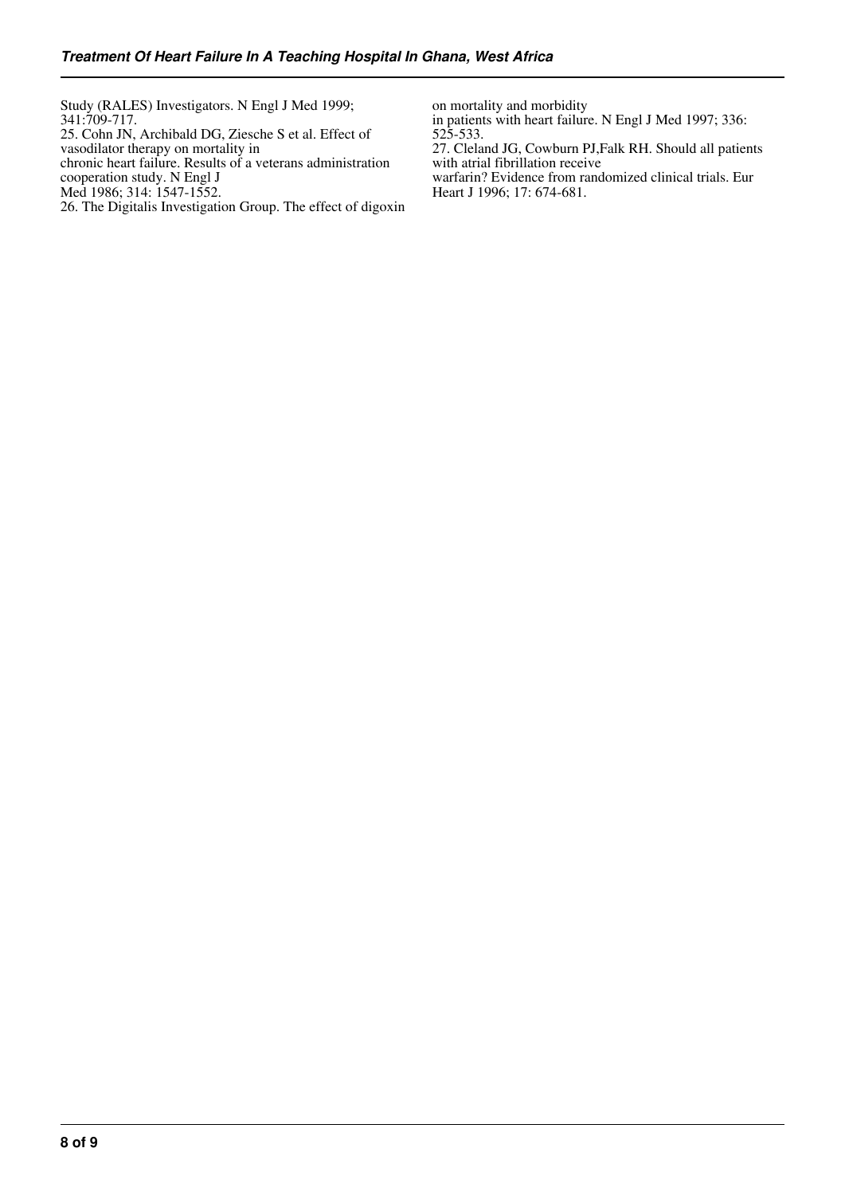Study (RALES) Investigators. N Engl J Med 1999; 341:709-717.

25. Cohn JN, Archibald DG, Ziesche S et al. Effect of vasodilator therapy on mortality in chronic heart failure. Results of a veterans administration cooperation study. N Engl J Med 1986; 314: 1547-1552.

26. The Digitalis Investigation Group. The effect of digoxin on mortality and morbidity in patients with heart failure. N Engl J Med 1997; 336: 525-533.

27. Cleland JG, Cowburn PJ,Falk RH. Should all patients with atrial fibrillation receive warfarin? Evidence from randomized clinical trials. Eur Heart J 1996; 17: 674-681.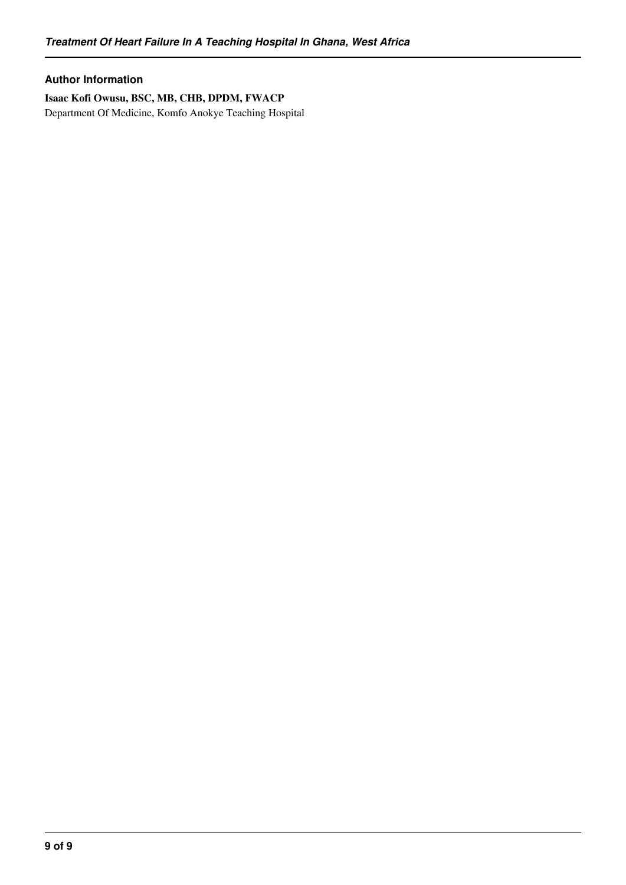## Author Information

**Isaac Kofi Owusu, BSC, MB, CHB, DPDM, FWACP**

Department Of Medicine, Komfo Anokye Teaching Hospital